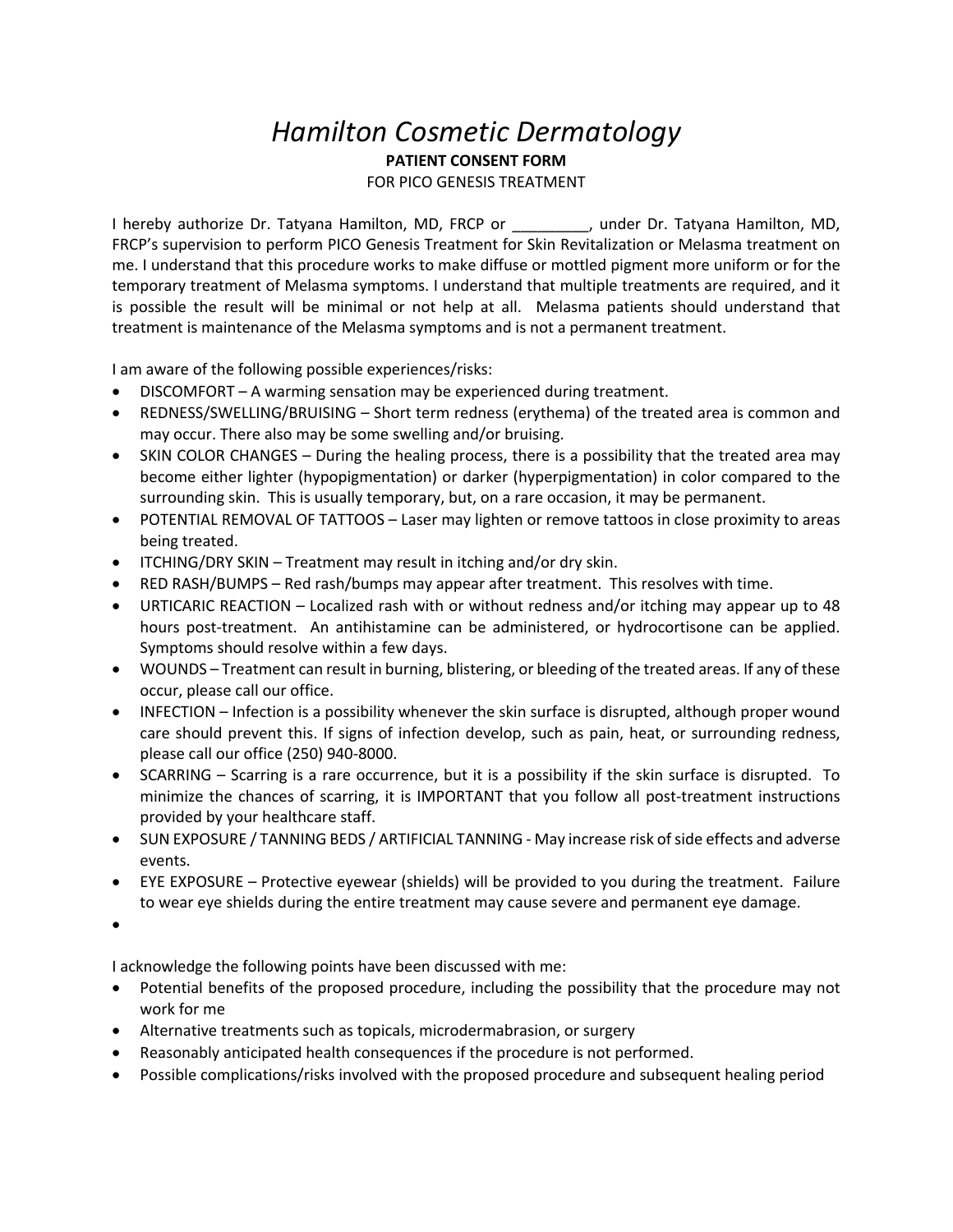# *Hamilton Cosmetic Dermatology*

**PATIENT CONSENT FORM**

FOR PICO GENESIS TREATMENT

I hereby authorize Dr. Tatyana Hamilton, MD, FRCP or _________, under Dr. Tatyana Hamilton, MD, FRCP's supervision to perform PICO Genesis Treatment for Skin Revitalization or Melasma treatment on me. I understand that this procedure works to make diffuse or mottled pigment more uniform or for the temporary treatment of Melasma symptoms. I understand that multiple treatments are required, and it is possible the result will be minimal or not help at all. Melasma patients should understand that treatment is maintenance of the Melasma symptoms and is not a permanent treatment.

I am aware of the following possible experiences/risks:

- DISCOMFORT – A warming sensation may be experienced during treatment.
- REDNESS/SWELLING/BRUISING – Short term redness (erythema) of the treated area is common and may occur. There also may be some swelling and/or bruising.
- SKIN COLOR CHANGES – During the healing process, there is a possibility that the treated area may become either lighter (hypopigmentation) or darker (hyperpigmentation) in color compared to the surrounding skin. This is usually temporary, but, on a rare occasion, it may be permanent.
- POTENTIAL REMOVAL OF TATTOOS – Laser may lighten or remove tattoos in close proximity to areas being treated.
- ITCHING/DRY SKIN – Treatment may result in itching and/or dry skin.
- RED RASH/BUMPS – Red rash/bumps may appear after treatment. This resolves with time.
- URTICARIC REACTION – Localized rash with or without redness and/or itching may appear up to 48 hours post-treatment. An antihistamine can be administered, or hydrocortisone can be applied. Symptoms should resolve within a few days.
- WOUNDS – Treatment can result in burning, blistering, or bleeding of the treated areas. If any of these occur, please call our office.
- INFECTION – Infection is a possibility whenever the skin surface is disrupted, although proper wound care should prevent this. If signs of infection develop, such as pain, heat, or surrounding redness, please call our office (250) 940-8000.
- SCARRING – Scarring is a rare occurrence, but it is a possibility if the skin surface is disrupted. To minimize the chances of scarring, it is IMPORTANT that you follow all post-treatment instructions provided by your healthcare staff.
- SUN EXPOSURE / TANNING BEDS / ARTIFICIAL TANNING - May increase risk of side effects and adverse events.
- EYE EXPOSURE – Protective eyewear (shields) will be provided to you during the treatment. Failure to wear eye shields during the entire treatment may cause severe and permanent eye damage.
- 

I acknowledge the following points have been discussed with me:

- Potential benefits of the proposed procedure, including the possibility that the procedure may not work for me
- Alternative treatments such as topicals, microdermabrasion, or surgery
- Reasonably anticipated health consequences if the procedure is not performed.
- Possible complications/risks involved with the proposed procedure and subsequent healing period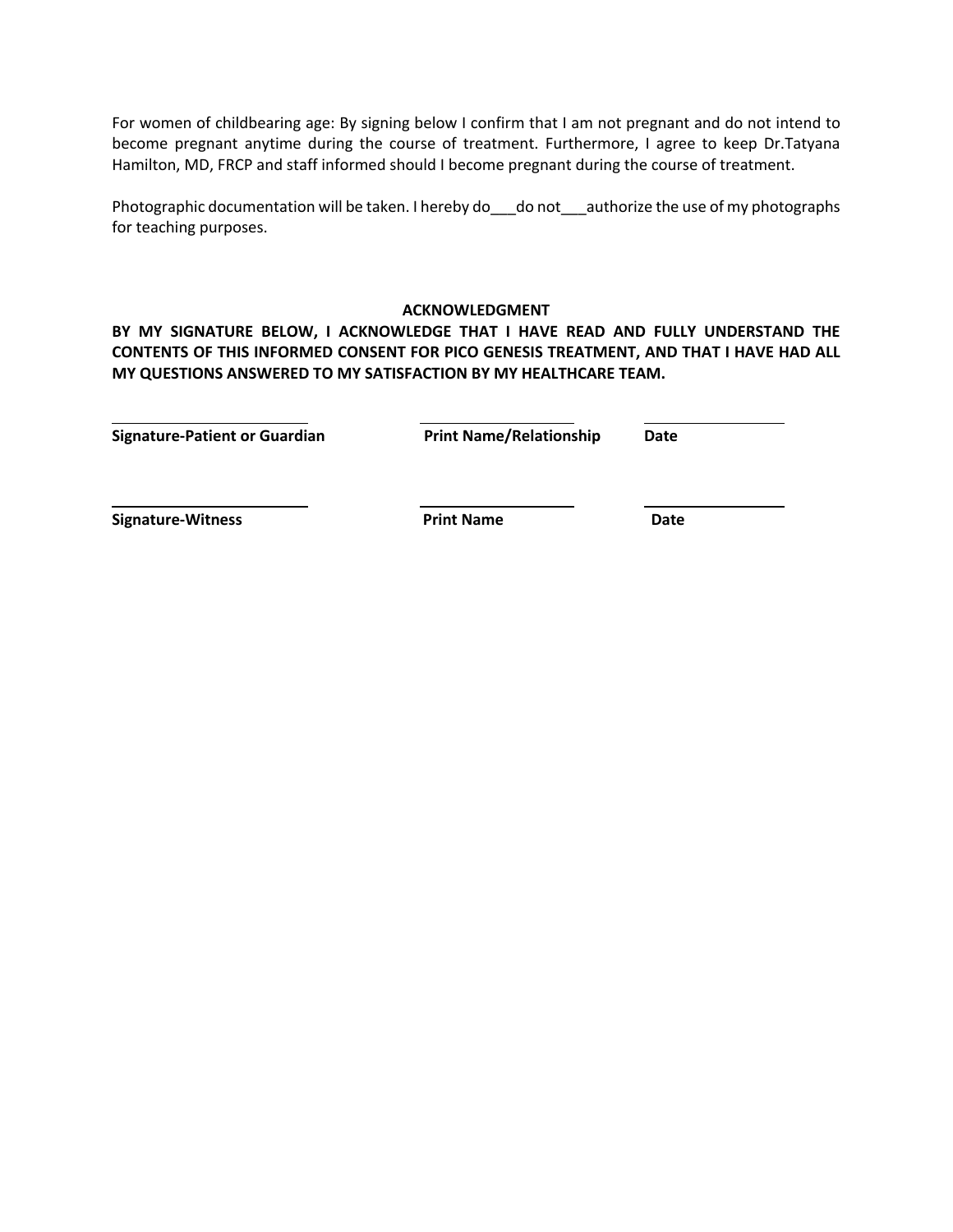For women of childbearing age: By signing below I confirm that I am not pregnant and do not intend to become pregnant anytime during the course of treatment. Furthermore, I agree to keep Dr.Tatyana Hamilton, MD, FRCP and staff informed should I become pregnant during the course of treatment.

Photographic documentation will be taken. I hereby do___do not___authorize the use of my photographs for teaching purposes.

**ACKNOWLEDGMENT**

**BY MY SIGNATURE BELOW, I ACKNOWLEDGE THAT I HAVE READ AND FULLY UNDERSTAND THE CONTENTS OF THIS INFORMED CONSENT FOR PICO GENESIS TREATMENT, AND THAT I HAVE HAD ALL MY QUESTIONS ANSWERED TO MY SATISFACTION BY MY HEALTHCARE TEAM.**

| | | |
|---|---|---|
| ______________________ | ______________________ | ______________________ |
| **Signature-Patient or Guardian** | **Print Name/Relationship** | **Date** |
| ______________________ | ______________________ | ______________________ |
| **Signature-Witness** | **Print Name** | **Date** |